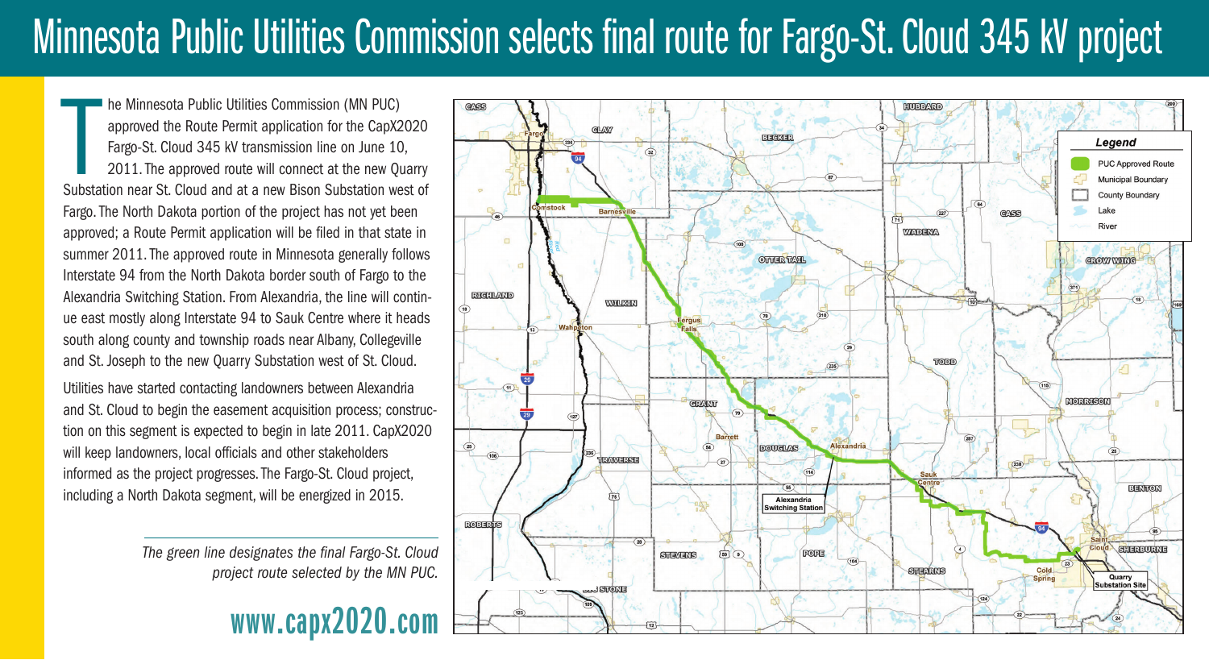# Minnesota Public Utilities Commission selects final route for Fargo-St. Cloud 345 kV project

The Minnesota Public Utilities Commission (MN PUC) approved the Route Permit application for the CapX2020 Fargo-St. Cloud 345 kV transmission line on June 10, 2011. The approved route will connect at the new Quarry Substation near St. Cloud and at a new Bison Substation west of Fargo. The North Dakota portion of the project has not yet been approved; a Route Permit application will be filed in that state in summer 2011. The approved route in Minnesota generally follows Interstate 94 from the North Dakota border south of Fargo to the Alexandria Switching Station. From Alexandria, the line will continue east mostly along Interstate 94 to Sauk Centre where it heads south along county and township roads near Albany, Collegeville and St. Joseph to the new Quarry Substation west of St. Cloud.

Utilities have started contacting landowners between Alexandria and St. Cloud to begin the easement acquisition process; construction on this segment is expected to begin in late 2011. CapX2020 will keep landowners, local officials and other stakeholders informed as the project progresses. The Fargo-St. Cloud project, including a North Dakota segment, will be energized in 2015.

*The green line designates the final Fargo-St. Cloud project route selected by the MN PUC.*

**www.capx2020.com**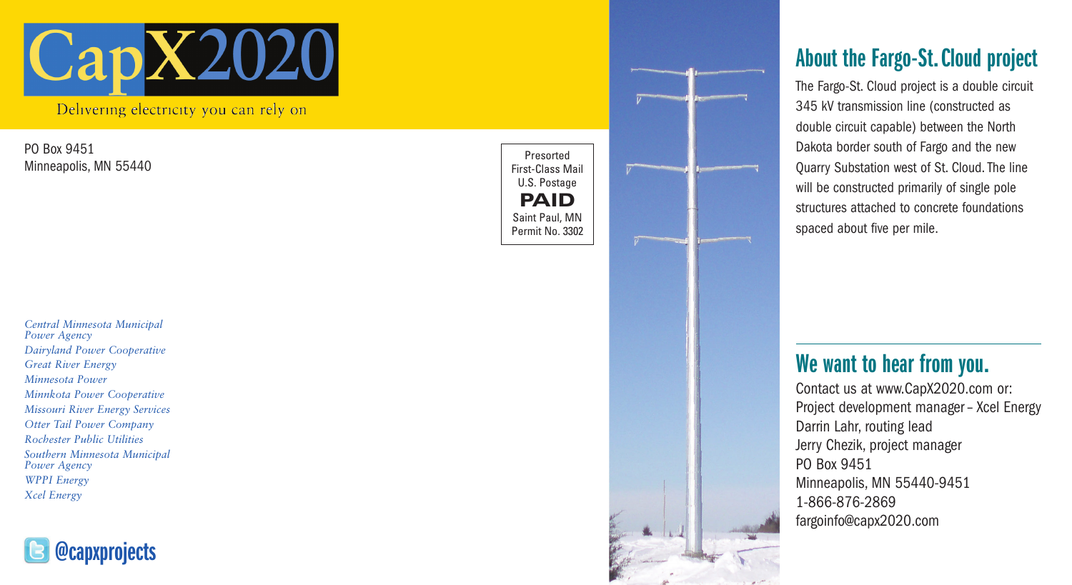# CapX2020

Delivering electricity you can rely on

PO Box 9451
Minneapolis, MN 55440

Presorted
First-Class Mail
U.S. Postage
**PAID**
Saint Paul, MN
Permit No. 3302

*Central Minnesota Municipal Power Agency*
*Dairyland Power Cooperative*
*Great River Energy*
*Minnesota Power*
*Minnkota Power Cooperative*
*Missouri River Energy Services*
*Otter Tail Power Company*
*Rochester Public Utilities*
*Southern Minnesota Municipal Power Agency*
*WPPI Energy*
*Xcel Energy*

@capxprojects

## About the Fargo-St. Cloud project

The Fargo-St. Cloud project is a double circuit 345 kV transmission line (constructed as double circuit capable) between the North Dakota border south of Fargo and the new Quarry Substation west of St. Cloud. The line will be constructed primarily of single pole structures attached to concrete foundations spaced about five per mile.

## We want to hear from you.

Contact us at www.CapX2020.com or:
Project development manager – Xcel Energy
Darrin Lahr, routing lead
Jerry Chezik, project manager
PO Box 9451
Minneapolis, MN 55440-9451
1-866-876-2869
fargoinfo@capx2020.com